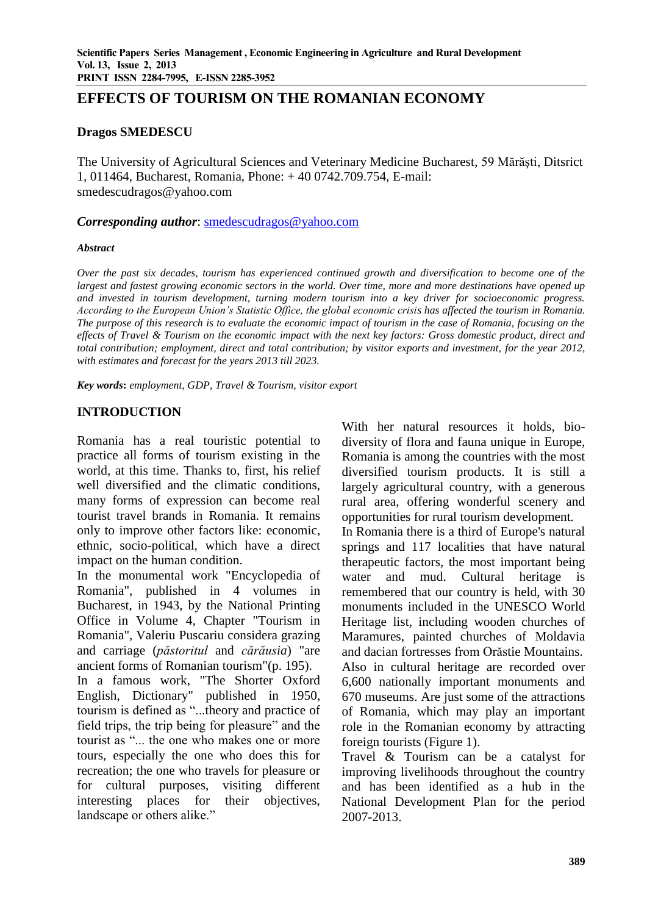# EFFECTS OF TOURISM ON THE ROMANIAN ECONOMY

**Dragos SMEDESCU**

The University of Agricultural Sciences and Veterinary Medicine Bucharest, 59 Mărăşti, Ditsrict 1, 011464, Bucharest, Romania, Phone: + 40 0742.709.754, E-mail: smedescudragos@yahoo.com

***Corresponding author***: smedescudragos@yahoo.com

***Abstract***

*Over the past six decades, tourism has experienced continued growth and diversification to become one of the largest and fastest growing economic sectors in the world. Over time, more and more destinations have opened up and invested in tourism development, turning modern tourism into a key driver for socioeconomic progress. According to the European Union's Statistic Office, the global economic crisis has affected the tourism in Romania. The purpose of this research is to evaluate the economic impact of tourism in the case of Romania, focusing on the effects of Travel & Tourism on the economic impact with the next key factors: Gross domestic product, direct and total contribution; employment, direct and total contribution; by visitor exports and investment, for the year 2012, with estimates and forecast for the years 2013 till 2023.*

***Key words*:** *employment, GDP, Travel & Tourism, visitor export*

## INTRODUCTION

Romania has a real touristic potential to practice all forms of tourism existing in the world, at this time. Thanks to, first, his relief well diversified and the climatic conditions, many forms of expression can become real tourist travel brands in Romania. It remains only to improve other factors like: economic, ethnic, socio-political, which have a direct impact on the human condition.

In the monumental work "Encyclopedia of Romania", published in 4 volumes in Bucharest, in 1943, by the National Printing Office in Volume 4, Chapter "Tourism in Romania", Valeriu Puscariu considera grazing and carriage (*păstoritul* and *cărăusia*) "are ancient forms of Romanian tourism"(p. 195).

In a famous work, "The Shorter Oxford English, Dictionary" published in 1950, tourism is defined as "...theory and practice of field trips, the trip being for pleasure" and the tourist as "... the one who makes one or more tours, especially the one who does this for recreation; the one who travels for pleasure or for cultural purposes, visiting different interesting places for their objectives, landscape or others alike."

With her natural resources it holds, bio-diversity of flora and fauna unique in Europe, Romania is among the countries with the most diversified tourism products. It is still a largely agricultural country, with a generous rural area, offering wonderful scenery and opportunities for rural tourism development.

In Romania there is a third of Europe's natural springs and 117 localities that have natural therapeutic factors, the most important being water and mud. Cultural heritage is remembered that our country is held, with 30 monuments included in the UNESCO World Heritage list, including wooden churches of Maramures, painted churches of Moldavia and dacian fortresses from Orăstie Mountains.

Also in cultural heritage are recorded over 6,600 nationally important monuments and 670 museums. Are just some of the attractions of Romania, which may play an important role in the Romanian economy by attracting foreign tourists (Figure 1).

Travel & Tourism can be a catalyst for improving livelihoods throughout the country and has been identified as a hub in the National Development Plan for the period 2007-2013.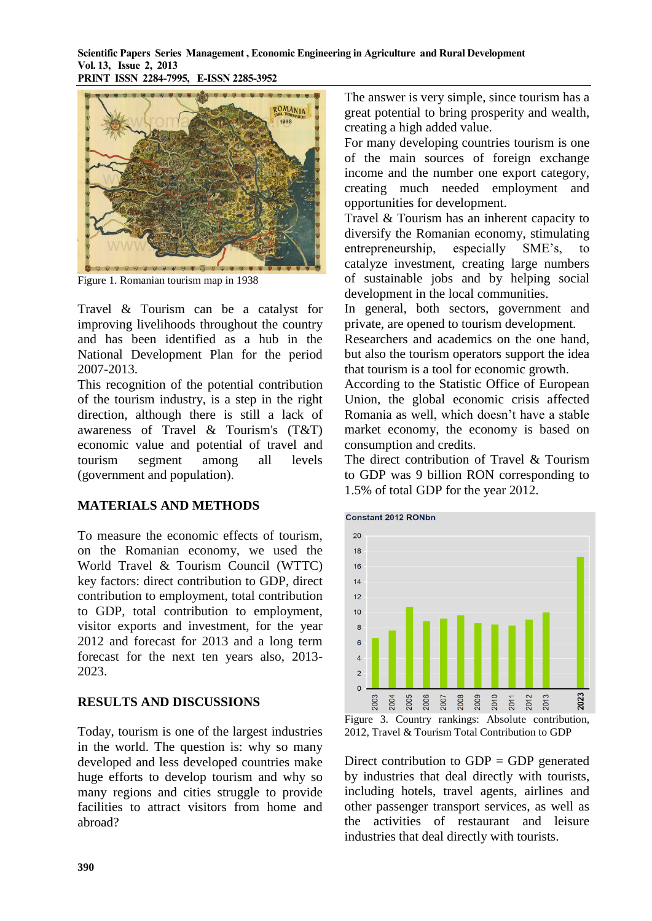Figure 1. Romanian tourism map in 1938

Travel & Tourism can be a catalyst for improving livelihoods throughout the country and has been identified as a hub in the National Development Plan for the period 2007-2013.

This recognition of the potential contribution of the tourism industry, is a step in the right direction, although there is still a lack of awareness of Travel & Tourism's (T&T) economic value and potential of travel and tourism segment among all levels (government and population).

## MATERIALS AND METHODS

To measure the economic effects of tourism, on the Romanian economy, we used the World Travel & Tourism Council (WTTC) key factors: direct contribution to GDP, direct contribution to employment, total contribution to GDP, total contribution to employment, visitor exports and investment, for the year 2012 and forecast for 2013 and a long term forecast for the next ten years also, 2013-2023.

## RESULTS AND DISCUSSIONS

Today, tourism is one of the largest industries in the world. The question is: why so many developed and less developed countries make huge efforts to develop tourism and why so many regions and cities struggle to provide facilities to attract visitors from home and abroad?

The answer is very simple, since tourism has a great potential to bring prosperity and wealth, creating a high added value.

For many developing countries tourism is one of the main sources of foreign exchange income and the number one export category, creating much needed employment and opportunities for development.

Travel & Tourism has an inherent capacity to diversify the Romanian economy, stimulating entrepreneurship, especially SME's, to catalyze investment, creating large numbers of sustainable jobs and by helping social development in the local communities.

In general, both sectors, government and private, are opened to tourism development.

Researchers and academics on the one hand, but also the tourism operators support the idea that tourism is a tool for economic growth.

According to the Statistic Office of European Union, the global economic crisis affected Romania as well, which doesn't have a stable market economy, the economy is based on consumption and credits.

The direct contribution of Travel & Tourism to GDP was 9 billion RON corresponding to 1.5% of total GDP for the year 2012.

Constant 2012 RONbn

20
18
16
14
12
10
8
6
4
2
0

2003 2004 2005 2006 2007 2008 2009 2010 2011 2012 2013 2023

Figure 3. Country rankings: Absolute contribution, 2012, Travel & Tourism Total Contribution to GDP

Direct contribution to GDP = GDP generated by industries that deal directly with tourists, including hotels, travel agents, airlines and other passenger transport services, as well as the activities of restaurant and leisure industries that deal directly with tourists.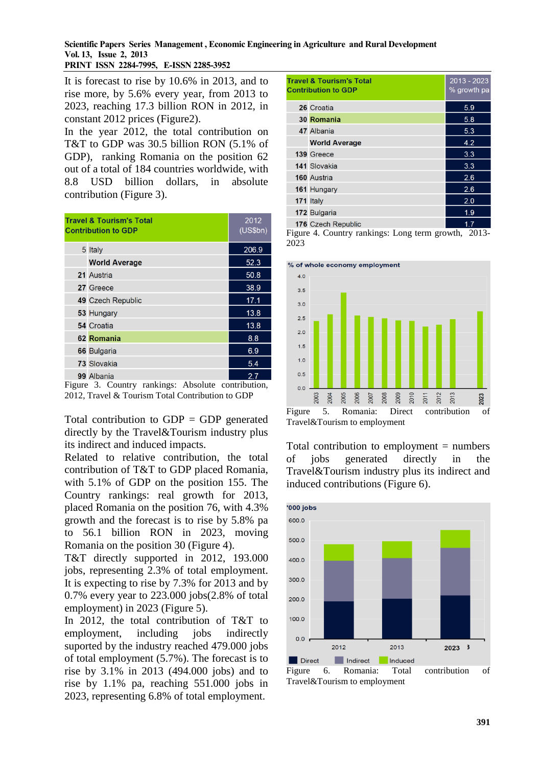It is forecast to rise by 10.6% in 2013, and to rise more, by 5.6% every year, from 2013 to 2023, reaching 17.3 billion RON in 2012, in constant 2012 prices (Figure2).

In the year 2012, the total contribution on T&T to GDP was 30.5 billion RON (5.1% of GDP), ranking Romania on the position 62 out of a total of 184 countries worldwide, with 8.8 USD billion dollars, in absolute contribution (Figure 3).

| Travel & Tourism's Total Contribution to GDP | 2012 (US$bn) |
|---|---|
| 5 Italy | 206.9 |
| World Average | 52.3 |
| 21 Austria | 50.8 |
| 27 Greece | 38.9 |
| 49 Czech Republic | 17.1 |
| 53 Hungary | 13.8 |
| 54 Croatia | 13.8 |
| 62 **Romania** | 8.8 |
| 66 Bulgaria | 6.9 |
| 73 Slovakia | 5.4 |
| 99 Albania | 2.7 |

Figure 3. Country rankings: Absolute contribution, 2012, Travel & Tourism Total Contribution to GDP

Total contribution to GDP = GDP generated directly by the Travel&Tourism industry plus its indirect and induced impacts.

Related to relative contribution, the total contribution of T&T to GDP placed Romania, with 5.1% of GDP on the position 155. The Country rankings: real growth for 2013, placed Romania on the position 76, with 4.3% growth and the forecast is to rise by 5.8% pa to 56.1 billion RON in 2023, moving Romania on the position 30 (Figure 4).

T&T directly supported in 2012, 193.000 jobs, representing 2.3% of total employment. It is expecting to rise by 7.3% for 2013 and by 0.7% every year to 223.000 jobs(2.8% of total employment) in 2023 (Figure 5).

In 2012, the total contribution of T&T to employment, including jobs indirectly suported by the industry reached 479.000 jobs of total employment (5.7%). The forecast is to rise by 3.1% in 2013 (494.000 jobs) and to rise by 1.1% pa, reaching 551.000 jobs in 2023, representing 6.8% of total employment.

| Travel & Tourism's Total Contribution to GDP | 2013 - 2023 % growth pa |
|---|---|
| 26 Croatia | 5.9 |
| 30 **Romania** | 5.8 |
| 47 Albania | 5.3 |
| World Average | 4.2 |
| 139 Greece | 3.3 |
| 141 Slovakia | 3.3 |
| 160 Austria | 2.6 |
| 161 Hungary | 2.6 |
| 171 Italy | 2.0 |
| 172 Bulgaria | 1.9 |
| 176 Czech Republic | 1.7 |

Figure 4. Country rankings: Long term growth, 2013-2023

% of whole economy employment

4.0
3.5
3.0
2.5
2.0
1.5
1.0
0.5
0.0

2003 2004 2005 2006 2007 2008 2009 2010 2011 2012 2013 2023

Figure 5. Romania: Direct contribution of Travel&Tourism to employment

Total contribution to employment = numbers of jobs generated directly in the Travel&Tourism industry plus its indirect and induced contributions (Figure 6).

'000 jobs

600.0
500.0
400.0
300.0
200.0
100.0
0.0

2012 2013 2023

Direct Indirect Induced

Figure 6. Romania: Total contribution of Travel&Tourism to employment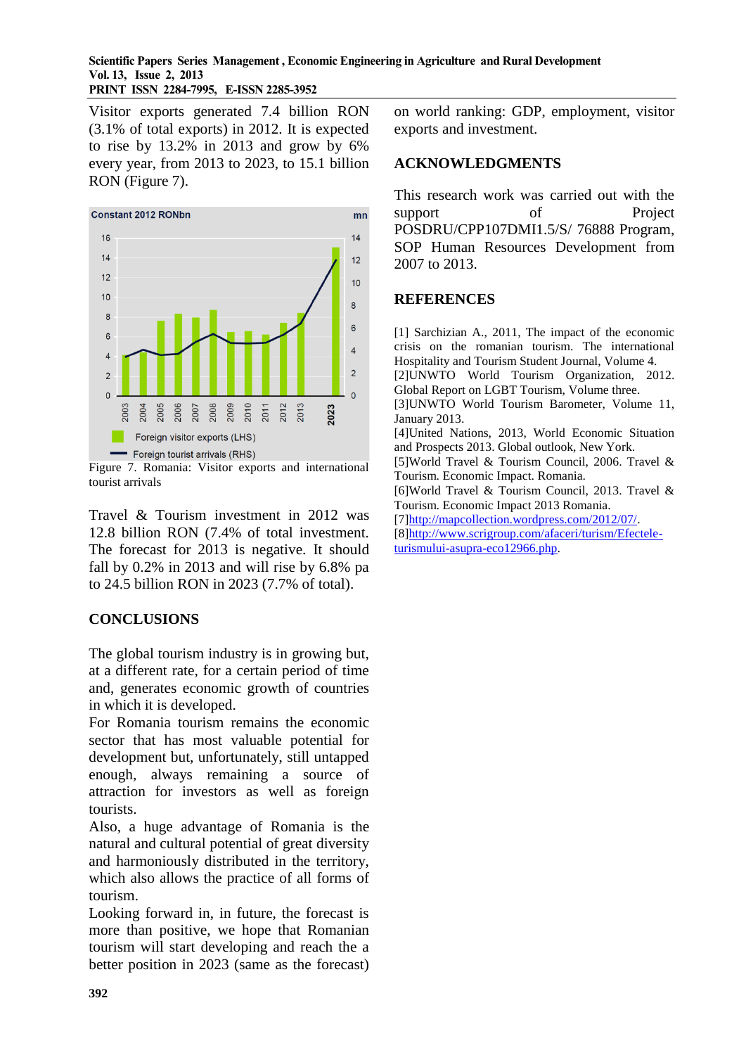Visitor exports generated 7.4 billion RON (3.1% of total exports) in 2012. It is expected to rise by 13.2% in 2013 and grow by 6% every year, from 2013 to 2023, to 15.1 billion RON (Figure 7).

Constant 2012 RONbn

mn

16
14
12
10
8
6
4
2
0

14
12
10
8
6
4
2
0

2003
2004
2005
2006
2007
2008
2009
2010
2011
2012
2013
2023

Foreign visitor exports (LHS)

Foreign tourist arrivals (RHS)

Figure 7. Romania: Visitor exports and international tourist arrivals

Travel & Tourism investment in 2012 was 12.8 billion RON (7.4% of total investment. The forecast for 2013 is negative. It should fall by 0.2% in 2013 and will rise by 6.8% pa to 24.5 billion RON in 2023 (7.7% of total).

## CONCLUSIONS

The global tourism industry is in growing but, at a different rate, for a certain period of time and, generates economic growth of countries in which it is developed.

For Romania tourism remains the economic sector that has most valuable potential for development but, unfortunately, still untapped enough, always remaining a source of attraction for investors as well as foreign tourists.

Also, a huge advantage of Romania is the natural and cultural potential of great diversity and harmoniously distributed in the territory, which also allows the practice of all forms of tourism.

Looking forward in, in future, the forecast is more than positive, we hope that Romanian tourism will start developing and reach the a better position in 2023 (same as the forecast) on world ranking: GDP, employment, visitor exports and investment.

## ACKNOWLEDGMENTS

This research work was carried out with the support of Project POSDRU/CPP107DMI1.5/S/ 76888 Program, SOP Human Resources Development from 2007 to 2013.

## REFERENCES

[1] Sarchizian A., 2011, The impact of the economic crisis on the romanian tourism. The international Hospitality and Tourism Student Journal, Volume 4.

[2]UNWTO World Tourism Organization, 2012. Global Report on LGBT Tourism, Volume three.

[3]UNWTO World Tourism Barometer, Volume 11, January 2013.

[4]United Nations, 2013, World Economic Situation and Prospects 2013. Global outlook, New York.

[5]World Travel & Tourism Council, 2006. Travel & Tourism. Economic Impact. Romania.

[6]World Travel & Tourism Council, 2013. Travel & Tourism. Economic Impact 2013 Romania.

[7]http://mapcollection.wordpress.com/2012/07/.

[8]http://www.scrigroup.com/afaceri/turism/Efectele-turismului-asupra-eco12966.php.